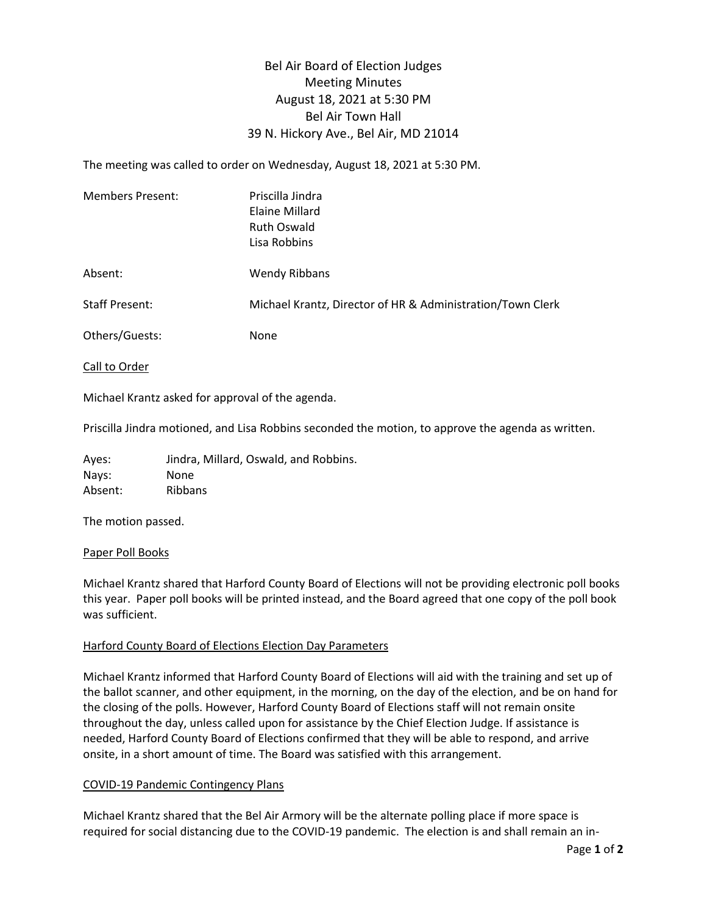# Bel Air Board of Election Judges
## Meeting Minutes
### August 18, 2021 at 5:30 PM
### Bel Air Town Hall
### 39 N. Hickory Ave., Bel Air, MD 21014

The meeting was called to order on Wednesday, August 18, 2021 at 5:30 PM.

| | |
|---|---|
| Members Present: | Priscilla Jindra<br>Elaine Millard<br>Ruth Oswald<br>Lisa Robbins |
| Absent: | Wendy Ribbans |
| Staff Present: | Michael Krantz, Director of HR & Administration/Town Clerk |
| Others/Guests: | None |

<u>Call to Order</u>

Michael Krantz asked for approval of the agenda.

Priscilla Jindra motioned, and Lisa Robbins seconded the motion, to approve the agenda as written.

| | |
|---|---|
| Ayes: | Jindra, Millard, Oswald, and Robbins. |
| Nays: | None |
| Absent: | Ribbans |

The motion passed.

<u>Paper Poll Books</u>

Michael Krantz shared that Harford County Board of Elections will not be providing electronic poll books this year. Paper poll books will be printed instead, and the Board agreed that one copy of the poll book was sufficient.

<u>Harford County Board of Elections Election Day Parameters</u>

Michael Krantz informed that Harford County Board of Elections will aid with the training and set up of the ballot scanner, and other equipment, in the morning, on the day of the election, and be on hand for the closing of the polls. However, Harford County Board of Elections staff will not remain onsite throughout the day, unless called upon for assistance by the Chief Election Judge. If assistance is needed, Harford County Board of Elections confirmed that they will be able to respond, and arrive onsite, in a short amount of time. The Board was satisfied with this arrangement.

<u>COVID-19 Pandemic Contingency Plans</u>

Michael Krantz shared that the Bel Air Armory will be the alternate polling place if more space is required for social distancing due to the COVID-19 pandemic. The election is and shall remain an in-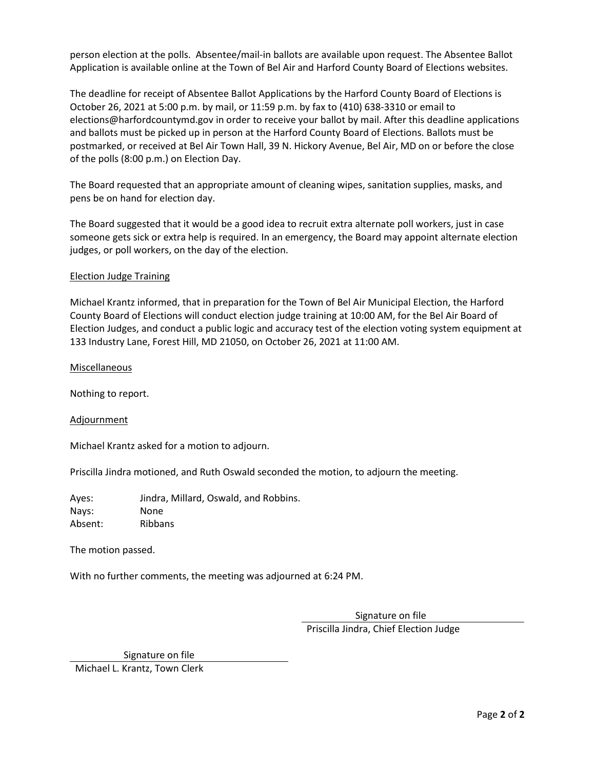person election at the polls. Absentee/mail-in ballots are available upon request. The Absentee Ballot Application is available online at the Town of Bel Air and Harford County Board of Elections websites.

The deadline for receipt of Absentee Ballot Applications by the Harford County Board of Elections is October 26, 2021 at 5:00 p.m. by mail, or 11:59 p.m. by fax to (410) 638-3310 or email to elections@harfordcountymd.gov in order to receive your ballot by mail. After this deadline applications and ballots must be picked up in person at the Harford County Board of Elections. Ballots must be postmarked, or received at Bel Air Town Hall, 39 N. Hickory Avenue, Bel Air, MD on or before the close of the polls (8:00 p.m.) on Election Day.

The Board requested that an appropriate amount of cleaning wipes, sanitation supplies, masks, and pens be on hand for election day.

The Board suggested that it would be a good idea to recruit extra alternate poll workers, just in case someone gets sick or extra help is required. In an emergency, the Board may appoint alternate election judges, or poll workers, on the day of the election.

Election Judge Training

Michael Krantz informed, that in preparation for the Town of Bel Air Municipal Election, the Harford County Board of Elections will conduct election judge training at 10:00 AM, for the Bel Air Board of Election Judges, and conduct a public logic and accuracy test of the election voting system equipment at 133 Industry Lane, Forest Hill, MD 21050, on October 26, 2021 at 11:00 AM.

Miscellaneous

Nothing to report.

Adjournment

Michael Krantz asked for a motion to adjourn.

Priscilla Jindra motioned, and Ruth Oswald seconded the motion, to adjourn the meeting.

Ayes: Jindra, Millard, Oswald, and Robbins.
Nays: None
Absent: Ribbans

The motion passed.

With no further comments, the meeting was adjourned at 6:24 PM.

Signature on file
Priscilla Jindra, Chief Election Judge

Signature on file
Michael L. Krantz, Town Clerk